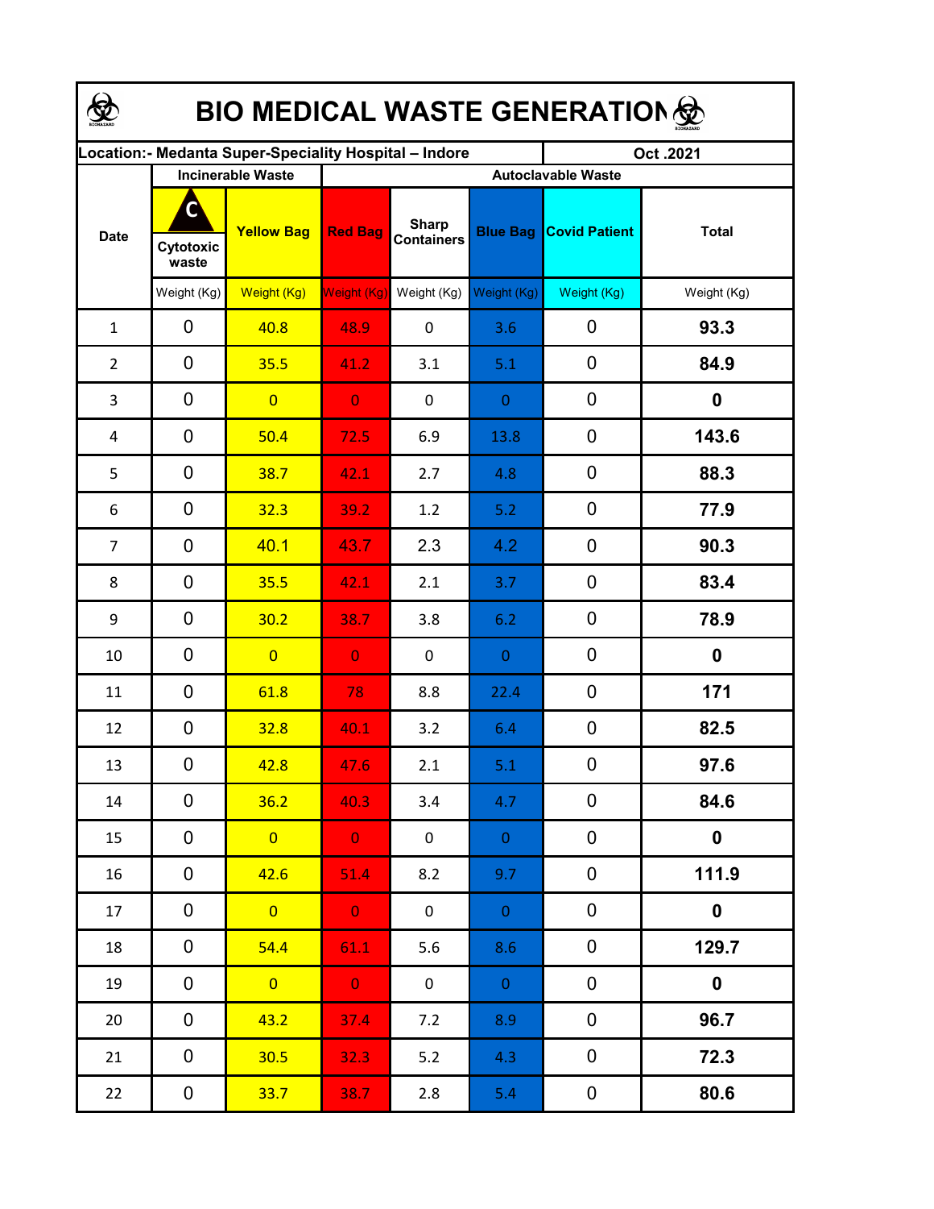# BIO MEDICAL WASTE GENERATION

| Location:- Medanta Super-Speciality Hospital – Indore | | | | | | | Oct .2021 |
|---|---|---|---|---|---|---|---|
| Date | Incinerable Waste | | Autoclavable Waste | | | | |
| | C Cytotoxic waste | Yellow Bag | Red Bag | Sharp Containers | Blue Bag | Covid Patient | Total |
| | Weight (Kg) | Weight (Kg) | Weight (Kg) | Weight (Kg) | Weight (Kg) | Weight (Kg) | Weight (Kg) |
| 1 | 0 | 40.8 | 48.9 | 0 | 3.6 | 0 | **93.3** |
| 2 | 0 | 35.5 | 41.2 | 3.1 | 5.1 | 0 | **84.9** |
| 3 | 0 | 0 | 0 | 0 | 0 | 0 | **0** |
| 4 | 0 | 50.4 | 72.5 | 6.9 | 13.8 | 0 | **143.6** |
| 5 | 0 | 38.7 | 42.1 | 2.7 | 4.8 | 0 | **88.3** |
| 6 | 0 | 32.3 | 39.2 | 1.2 | 5.2 | 0 | **77.9** |
| 7 | 0 | 40.1 | 43.7 | 2.3 | 4.2 | 0 | **90.3** |
| 8 | 0 | 35.5 | 42.1 | 2.1 | 3.7 | 0 | **83.4** |
| 9 | 0 | 30.2 | 38.7 | 3.8 | 6.2 | 0 | **78.9** |
| 10 | 0 | 0 | 0 | 0 | 0 | 0 | **0** |
| 11 | 0 | 61.8 | 78 | 8.8 | 22.4 | 0 | **171** |
| 12 | 0 | 32.8 | 40.1 | 3.2 | 6.4 | 0 | **82.5** |
| 13 | 0 | 42.8 | 47.6 | 2.1 | 5.1 | 0 | **97.6** |
| 14 | 0 | 36.2 | 40.3 | 3.4 | 4.7 | 0 | **84.6** |
| 15 | 0 | 0 | 0 | 0 | 0 | 0 | **0** |
| 16 | 0 | 42.6 | 51.4 | 8.2 | 9.7 | 0 | **111.9** |
| 17 | 0 | 0 | 0 | 0 | 0 | 0 | **0** |
| 18 | 0 | 54.4 | 61.1 | 5.6 | 8.6 | 0 | **129.7** |
| 19 | 0 | 0 | 0 | 0 | 0 | 0 | **0** |
| 20 | 0 | 43.2 | 37.4 | 7.2 | 8.9 | 0 | **96.7** |
| 21 | 0 | 30.5 | 32.3 | 5.2 | 4.3 | 0 | **72.3** |
| 22 | 0 | 33.7 | 38.7 | 2.8 | 5.4 | 0 | **80.6** |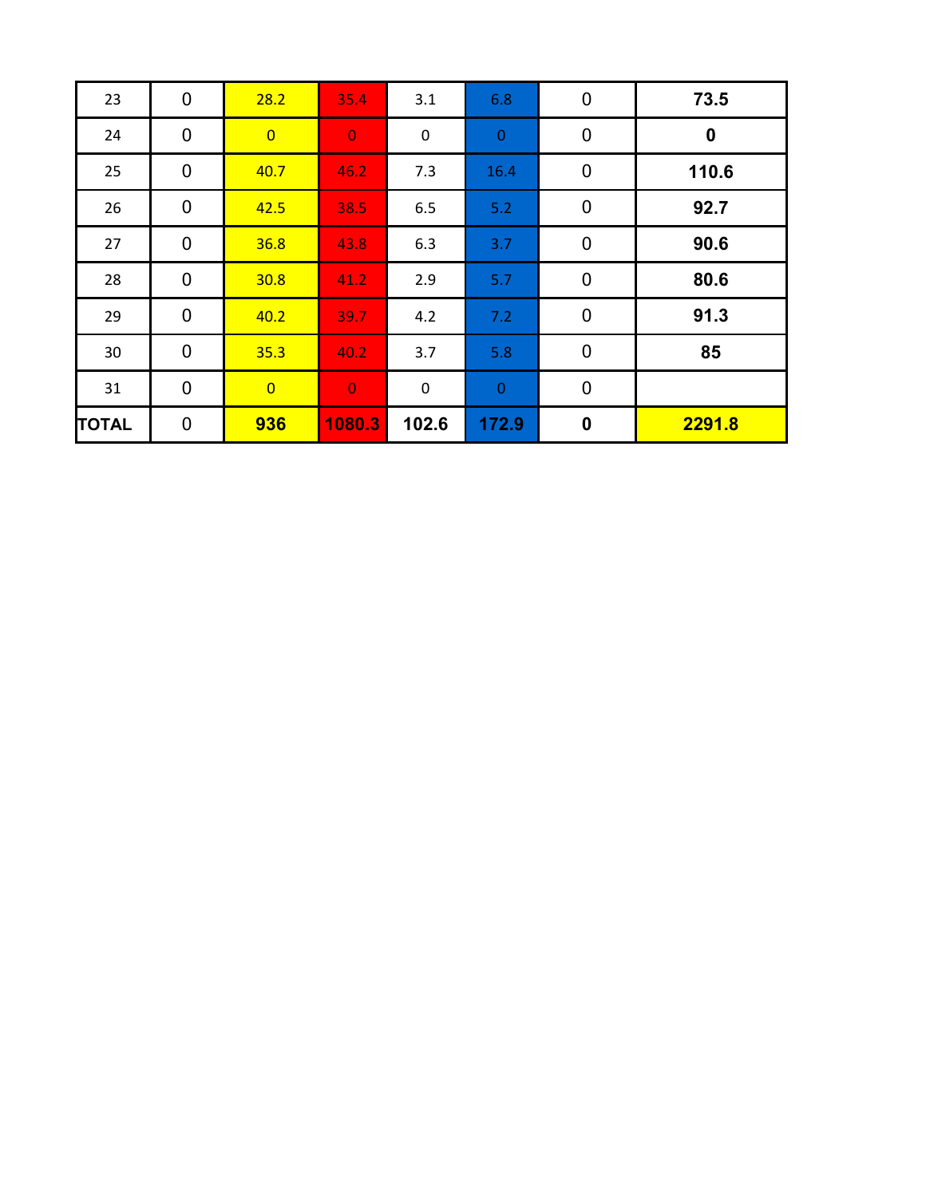| | | | | | | | |
|---|---|---|---|---|---|---|---|
| 23 | 0 | 28.2 | 35.4 | 3.1 | 6.8 | 0 | **73.5** |
| 24 | 0 | 0 | 0 | 0 | 0 | 0 | **0** |
| 25 | 0 | 40.7 | 46.2 | 7.3 | 16.4 | 0 | **110.6** |
| 26 | 0 | 42.5 | 38.5 | 6.5 | 5.2 | 0 | **92.7** |
| 27 | 0 | 36.8 | 43.8 | 6.3 | 3.7 | 0 | **90.6** |
| 28 | 0 | 30.8 | 41.2 | 2.9 | 5.7 | 0 | **80.6** |
| 29 | 0 | 40.2 | 39.7 | 4.2 | 7.2 | 0 | **91.3** |
| 30 | 0 | 35.3 | 40.2 | 3.7 | 5.8 | 0 | **85** |
| 31 | 0 | 0 | 0 | 0 | 0 | 0 | |
| **TOTAL** | 0 | **936** | **1080.3** | **102.6** | **172.9** | **0** | **2291.8** |